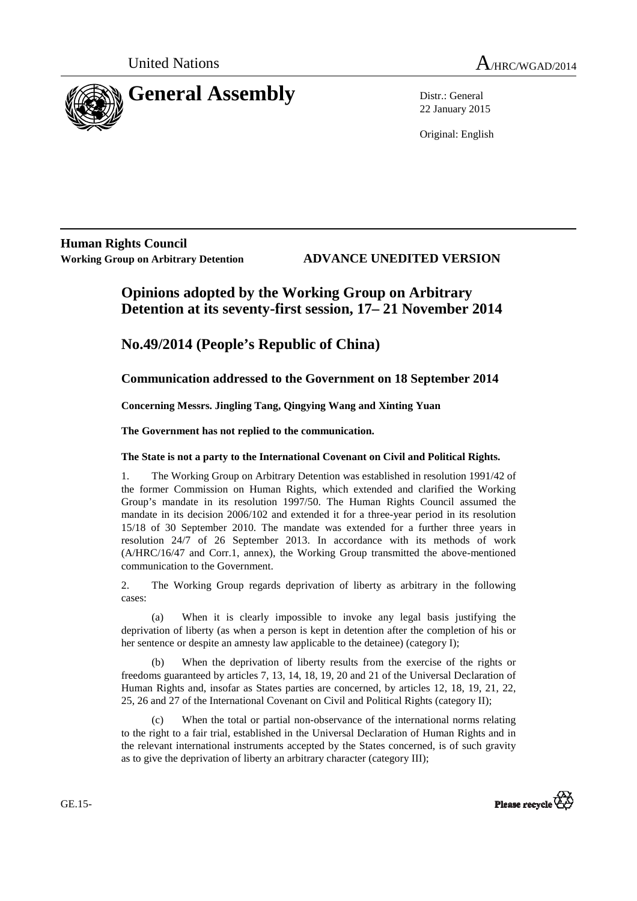United Nations

A/HRC/WGAD/2014

# General Assembly

Distr.: General
22 January 2015

Original: English

**Human Rights Council**
**Working Group on Arbitrary Detention**

**ADVANCE UNEDITED VERSION**

## Opinions adopted by the Working Group on Arbitrary Detention at its seventy-first session, 17– 21 November 2014

## No.49/2014 (People's Republic of China)

### Communication addressed to the Government on 18 September 2014

**Concerning Messrs. Jingling Tang, Qingying Wang and Xinting Yuan**

**The Government has not replied to the communication.**

**The State is not a party to the International Covenant on Civil and Political Rights.**

1. The Working Group on Arbitrary Detention was established in resolution 1991/42 of the former Commission on Human Rights, which extended and clarified the Working Group's mandate in its resolution 1997/50. The Human Rights Council assumed the mandate in its decision 2006/102 and extended it for a three-year period in its resolution 15/18 of 30 September 2010. The mandate was extended for a further three years in resolution 24/7 of 26 September 2013. In accordance with its methods of work (A/HRC/16/47 and Corr.1, annex), the Working Group transmitted the above-mentioned communication to the Government.

2. The Working Group regards deprivation of liberty as arbitrary in the following cases:

(a) When it is clearly impossible to invoke any legal basis justifying the deprivation of liberty (as when a person is kept in detention after the completion of his or her sentence or despite an amnesty law applicable to the detainee) (category I);

(b) When the deprivation of liberty results from the exercise of the rights or freedoms guaranteed by articles 7, 13, 14, 18, 19, 20 and 21 of the Universal Declaration of Human Rights and, insofar as States parties are concerned, by articles 12, 18, 19, 21, 22, 25, 26 and 27 of the International Covenant on Civil and Political Rights (category II);

(c) When the total or partial non-observance of the international norms relating to the right to a fair trial, established in the Universal Declaration of Human Rights and in the relevant international instruments accepted by the States concerned, is of such gravity as to give the deprivation of liberty an arbitrary character (category III);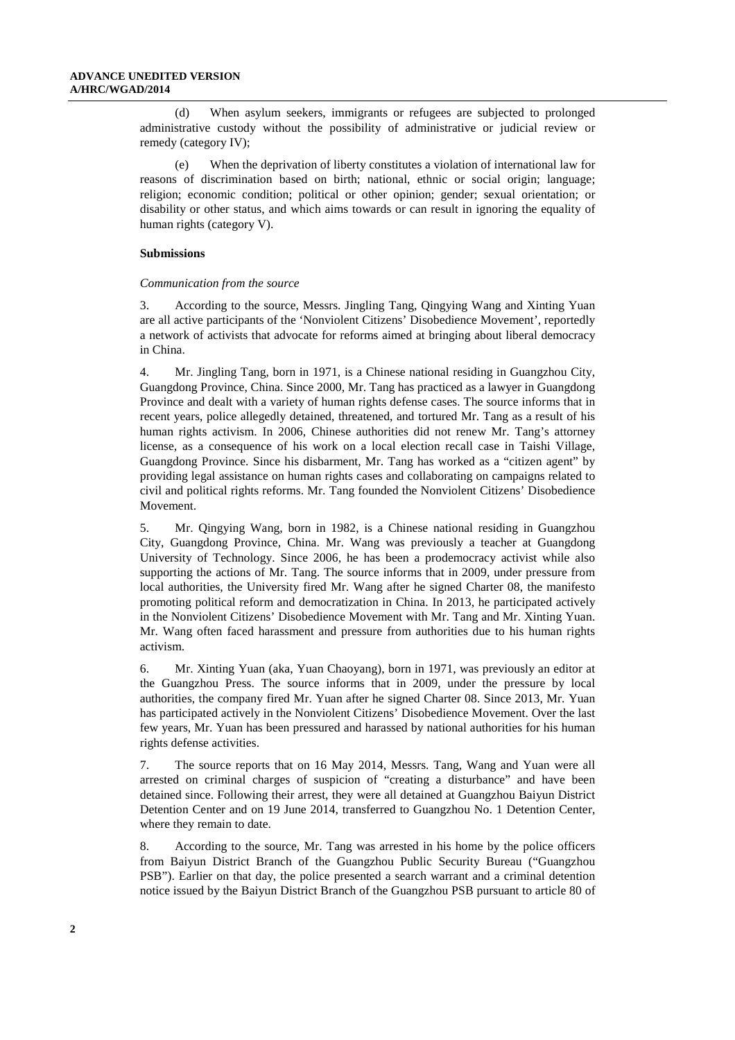(d) When asylum seekers, immigrants or refugees are subjected to prolonged administrative custody without the possibility of administrative or judicial review or remedy (category IV);

(e) When the deprivation of liberty constitutes a violation of international law for reasons of discrimination based on birth; national, ethnic or social origin; language; religion; economic condition; political or other opinion; gender; sexual orientation; or disability or other status, and which aims towards or can result in ignoring the equality of human rights (category V).

**Submissions**

*Communication from the source*

3. According to the source, Messrs. Jingling Tang, Qingying Wang and Xinting Yuan are all active participants of the 'Nonviolent Citizens' Disobedience Movement', reportedly a network of activists that advocate for reforms aimed at bringing about liberal democracy in China.

4. Mr. Jingling Tang, born in 1971, is a Chinese national residing in Guangzhou City, Guangdong Province, China. Since 2000, Mr. Tang has practiced as a lawyer in Guangdong Province and dealt with a variety of human rights defense cases. The source informs that in recent years, police allegedly detained, threatened, and tortured Mr. Tang as a result of his human rights activism. In 2006, Chinese authorities did not renew Mr. Tang's attorney license, as a consequence of his work on a local election recall case in Taishi Village, Guangdong Province. Since his disbarment, Mr. Tang has worked as a "citizen agent" by providing legal assistance on human rights cases and collaborating on campaigns related to civil and political rights reforms. Mr. Tang founded the Nonviolent Citizens' Disobedience Movement.

5. Mr. Qingying Wang, born in 1982, is a Chinese national residing in Guangzhou City, Guangdong Province, China. Mr. Wang was previously a teacher at Guangdong University of Technology. Since 2006, he has been a prodemocracy activist while also supporting the actions of Mr. Tang. The source informs that in 2009, under pressure from local authorities, the University fired Mr. Wang after he signed Charter 08, the manifesto promoting political reform and democratization in China. In 2013, he participated actively in the Nonviolent Citizens' Disobedience Movement with Mr. Tang and Mr. Xinting Yuan. Mr. Wang often faced harassment and pressure from authorities due to his human rights activism.

6. Mr. Xinting Yuan (aka, Yuan Chaoyang), born in 1971, was previously an editor at the Guangzhou Press. The source informs that in 2009, under the pressure by local authorities, the company fired Mr. Yuan after he signed Charter 08. Since 2013, Mr. Yuan has participated actively in the Nonviolent Citizens' Disobedience Movement. Over the last few years, Mr. Yuan has been pressured and harassed by national authorities for his human rights defense activities.

7. The source reports that on 16 May 2014, Messrs. Tang, Wang and Yuan were all arrested on criminal charges of suspicion of "creating a disturbance" and have been detained since. Following their arrest, they were all detained at Guangzhou Baiyun District Detention Center and on 19 June 2014, transferred to Guangzhou No. 1 Detention Center, where they remain to date.

8. According to the source, Mr. Tang was arrested in his home by the police officers from Baiyun District Branch of the Guangzhou Public Security Bureau ("Guangzhou PSB"). Earlier on that day, the police presented a search warrant and a criminal detention notice issued by the Baiyun District Branch of the Guangzhou PSB pursuant to article 80 of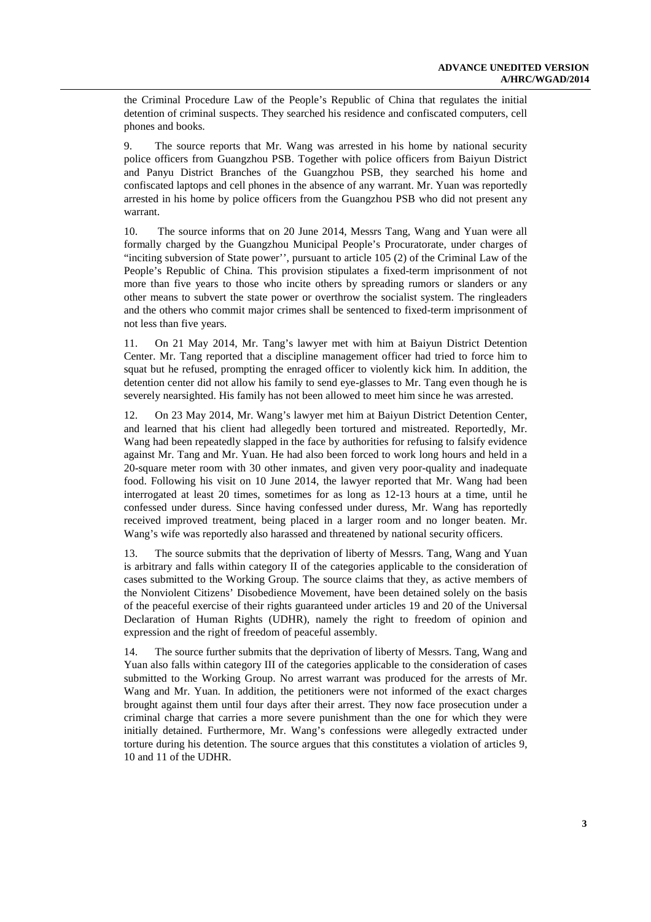the Criminal Procedure Law of the People's Republic of China that regulates the initial detention of criminal suspects. They searched his residence and confiscated computers, cell phones and books.

9. The source reports that Mr. Wang was arrested in his home by national security police officers from Guangzhou PSB. Together with police officers from Baiyun District and Panyu District Branches of the Guangzhou PSB, they searched his home and confiscated laptops and cell phones in the absence of any warrant. Mr. Yuan was reportedly arrested in his home by police officers from the Guangzhou PSB who did not present any warrant.

10. The source informs that on 20 June 2014, Messrs Tang, Wang and Yuan were all formally charged by the Guangzhou Municipal People's Procuratorate, under charges of "inciting subversion of State power'', pursuant to article 105 (2) of the Criminal Law of the People's Republic of China. This provision stipulates a fixed-term imprisonment of not more than five years to those who incite others by spreading rumors or slanders or any other means to subvert the state power or overthrow the socialist system. The ringleaders and the others who commit major crimes shall be sentenced to fixed-term imprisonment of not less than five years.

11. On 21 May 2014, Mr. Tang's lawyer met with him at Baiyun District Detention Center. Mr. Tang reported that a discipline management officer had tried to force him to squat but he refused, prompting the enraged officer to violently kick him. In addition, the detention center did not allow his family to send eye-glasses to Mr. Tang even though he is severely nearsighted. His family has not been allowed to meet him since he was arrested.

12. On 23 May 2014, Mr. Wang's lawyer met him at Baiyun District Detention Center, and learned that his client had allegedly been tortured and mistreated. Reportedly, Mr. Wang had been repeatedly slapped in the face by authorities for refusing to falsify evidence against Mr. Tang and Mr. Yuan. He had also been forced to work long hours and held in a 20-square meter room with 30 other inmates, and given very poor-quality and inadequate food. Following his visit on 10 June 2014, the lawyer reported that Mr. Wang had been interrogated at least 20 times, sometimes for as long as 12-13 hours at a time, until he confessed under duress. Since having confessed under duress, Mr. Wang has reportedly received improved treatment, being placed in a larger room and no longer beaten. Mr. Wang's wife was reportedly also harassed and threatened by national security officers.

13. The source submits that the deprivation of liberty of Messrs. Tang, Wang and Yuan is arbitrary and falls within category II of the categories applicable to the consideration of cases submitted to the Working Group. The source claims that they, as active members of the Nonviolent Citizens' Disobedience Movement, have been detained solely on the basis of the peaceful exercise of their rights guaranteed under articles 19 and 20 of the Universal Declaration of Human Rights (UDHR), namely the right to freedom of opinion and expression and the right of freedom of peaceful assembly.

14. The source further submits that the deprivation of liberty of Messrs. Tang, Wang and Yuan also falls within category III of the categories applicable to the consideration of cases submitted to the Working Group. No arrest warrant was produced for the arrests of Mr. Wang and Mr. Yuan. In addition, the petitioners were not informed of the exact charges brought against them until four days after their arrest. They now face prosecution under a criminal charge that carries a more severe punishment than the one for which they were initially detained. Furthermore, Mr. Wang's confessions were allegedly extracted under torture during his detention. The source argues that this constitutes a violation of articles 9, 10 and 11 of the UDHR.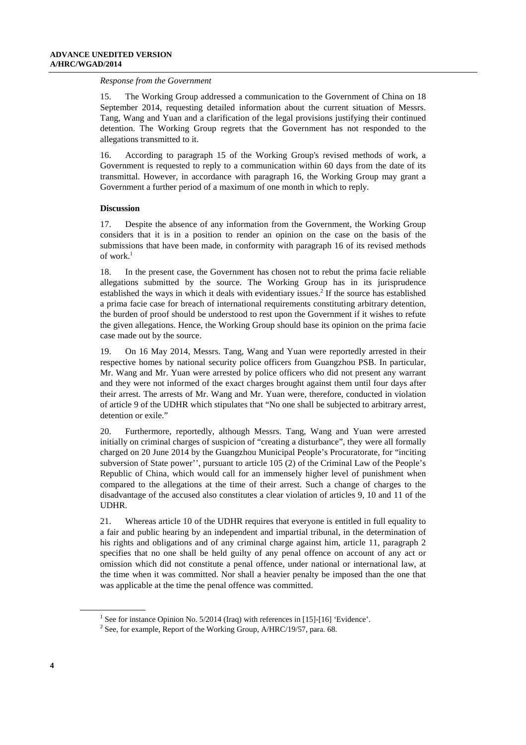*Response from the Government*

15. The Working Group addressed a communication to the Government of China on 18 September 2014, requesting detailed information about the current situation of Messrs. Tang, Wang and Yuan and a clarification of the legal provisions justifying their continued detention. The Working Group regrets that the Government has not responded to the allegations transmitted to it.

16. According to paragraph 15 of the Working Group's revised methods of work, a Government is requested to reply to a communication within 60 days from the date of its transmittal. However, in accordance with paragraph 16, the Working Group may grant a Government a further period of a maximum of one month in which to reply.

**Discussion**

17. Despite the absence of any information from the Government, the Working Group considers that it is in a position to render an opinion on the case on the basis of the submissions that have been made, in conformity with paragraph 16 of its revised methods of work.[1]

18. In the present case, the Government has chosen not to rebut the prima facie reliable allegations submitted by the source. The Working Group has in its jurisprudence established the ways in which it deals with evidentiary issues.[2] If the source has established a prima facie case for breach of international requirements constituting arbitrary detention, the burden of proof should be understood to rest upon the Government if it wishes to refute the given allegations. Hence, the Working Group should base its opinion on the prima facie case made out by the source.

19. On 16 May 2014, Messrs. Tang, Wang and Yuan were reportedly arrested in their respective homes by national security police officers from Guangzhou PSB. In particular, Mr. Wang and Mr. Yuan were arrested by police officers who did not present any warrant and they were not informed of the exact charges brought against them until four days after their arrest. The arrests of Mr. Wang and Mr. Yuan were, therefore, conducted in violation of article 9 of the UDHR which stipulates that "No one shall be subjected to arbitrary arrest, detention or exile."

20. Furthermore, reportedly, although Messrs. Tang, Wang and Yuan were arrested initially on criminal charges of suspicion of "creating a disturbance", they were all formally charged on 20 June 2014 by the Guangzhou Municipal People's Procuratorate, for "inciting subversion of State power'', pursuant to article 105 (2) of the Criminal Law of the People's Republic of China, which would call for an immensely higher level of punishment when compared to the allegations at the time of their arrest. Such a change of charges to the disadvantage of the accused also constitutes a clear violation of articles 9, 10 and 11 of the UDHR.

21. Whereas article 10 of the UDHR requires that everyone is entitled in full equality to a fair and public hearing by an independent and impartial tribunal, in the determination of his rights and obligations and of any criminal charge against him, article 11, paragraph 2 specifies that no one shall be held guilty of any penal offence on account of any act or omission which did not constitute a penal offence, under national or international law, at the time when it was committed. Nor shall a heavier penalty be imposed than the one that was applicable at the time the penal offence was committed.

---

[1] See for instance Opinion No. 5/2014 (Iraq) with references in [15]-[16] 'Evidence'.

[2] See, for example, Report of the Working Group, A/HRC/19/57, para. 68.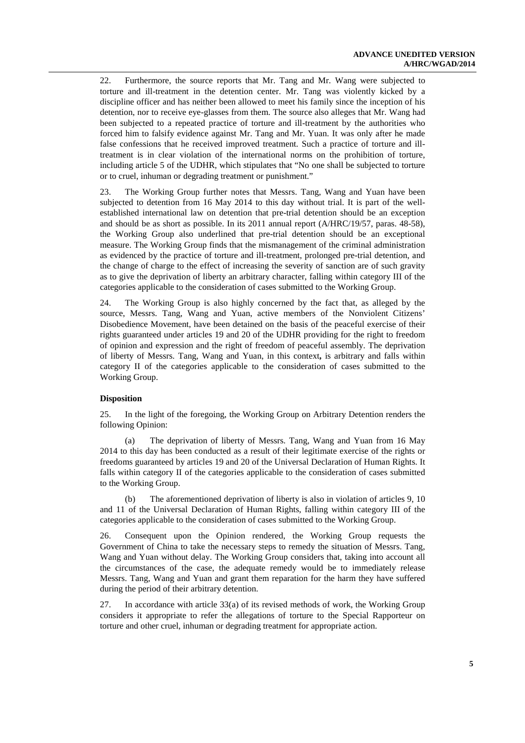22. Furthermore, the source reports that Mr. Tang and Mr. Wang were subjected to torture and ill-treatment in the detention center. Mr. Tang was violently kicked by a discipline officer and has neither been allowed to meet his family since the inception of his detention, nor to receive eye-glasses from them. The source also alleges that Mr. Wang had been subjected to a repeated practice of torture and ill-treatment by the authorities who forced him to falsify evidence against Mr. Tang and Mr. Yuan. It was only after he made false confessions that he received improved treatment. Such a practice of torture and ill-treatment is in clear violation of the international norms on the prohibition of torture, including article 5 of the UDHR, which stipulates that "No one shall be subjected to torture or to cruel, inhuman or degrading treatment or punishment."

23. The Working Group further notes that Messrs. Tang, Wang and Yuan have been subjected to detention from 16 May 2014 to this day without trial. It is part of the well-established international law on detention that pre-trial detention should be an exception and should be as short as possible. In its 2011 annual report (A/HRC/19/57, paras. 48-58), the Working Group also underlined that pre-trial detention should be an exceptional measure. The Working Group finds that the mismanagement of the criminal administration as evidenced by the practice of torture and ill-treatment, prolonged pre-trial detention, and the change of charge to the effect of increasing the severity of sanction are of such gravity as to give the deprivation of liberty an arbitrary character, falling within category III of the categories applicable to the consideration of cases submitted to the Working Group.

24. The Working Group is also highly concerned by the fact that, as alleged by the source, Messrs. Tang, Wang and Yuan, active members of the Nonviolent Citizens' Disobedience Movement, have been detained on the basis of the peaceful exercise of their rights guaranteed under articles 19 and 20 of the UDHR providing for the right to freedom of opinion and expression and the right of freedom of peaceful assembly. The deprivation of liberty of Messrs. Tang, Wang and Yuan, in this context**,** is arbitrary and falls within category II of the categories applicable to the consideration of cases submitted to the Working Group.

**Disposition**

25. In the light of the foregoing, the Working Group on Arbitrary Detention renders the following Opinion:

(a) The deprivation of liberty of Messrs. Tang, Wang and Yuan from 16 May 2014 to this day has been conducted as a result of their legitimate exercise of the rights or freedoms guaranteed by articles 19 and 20 of the Universal Declaration of Human Rights. It falls within category II of the categories applicable to the consideration of cases submitted to the Working Group.

(b) The aforementioned deprivation of liberty is also in violation of articles 9, 10 and 11 of the Universal Declaration of Human Rights, falling within category III of the categories applicable to the consideration of cases submitted to the Working Group.

26. Consequent upon the Opinion rendered, the Working Group requests the Government of China to take the necessary steps to remedy the situation of Messrs. Tang, Wang and Yuan without delay. The Working Group considers that, taking into account all the circumstances of the case, the adequate remedy would be to immediately release Messrs. Tang, Wang and Yuan and grant them reparation for the harm they have suffered during the period of their arbitrary detention.

27. In accordance with article 33(a) of its revised methods of work, the Working Group considers it appropriate to refer the allegations of torture to the Special Rapporteur on torture and other cruel, inhuman or degrading treatment for appropriate action.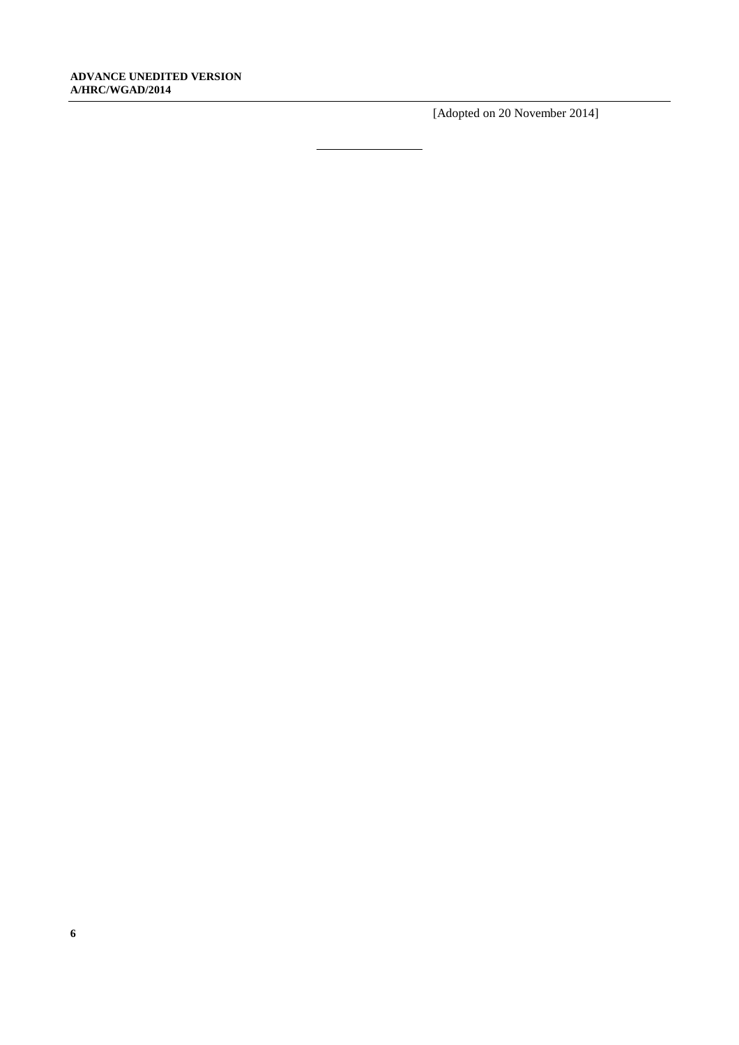[Adopted on 20 November 2014]